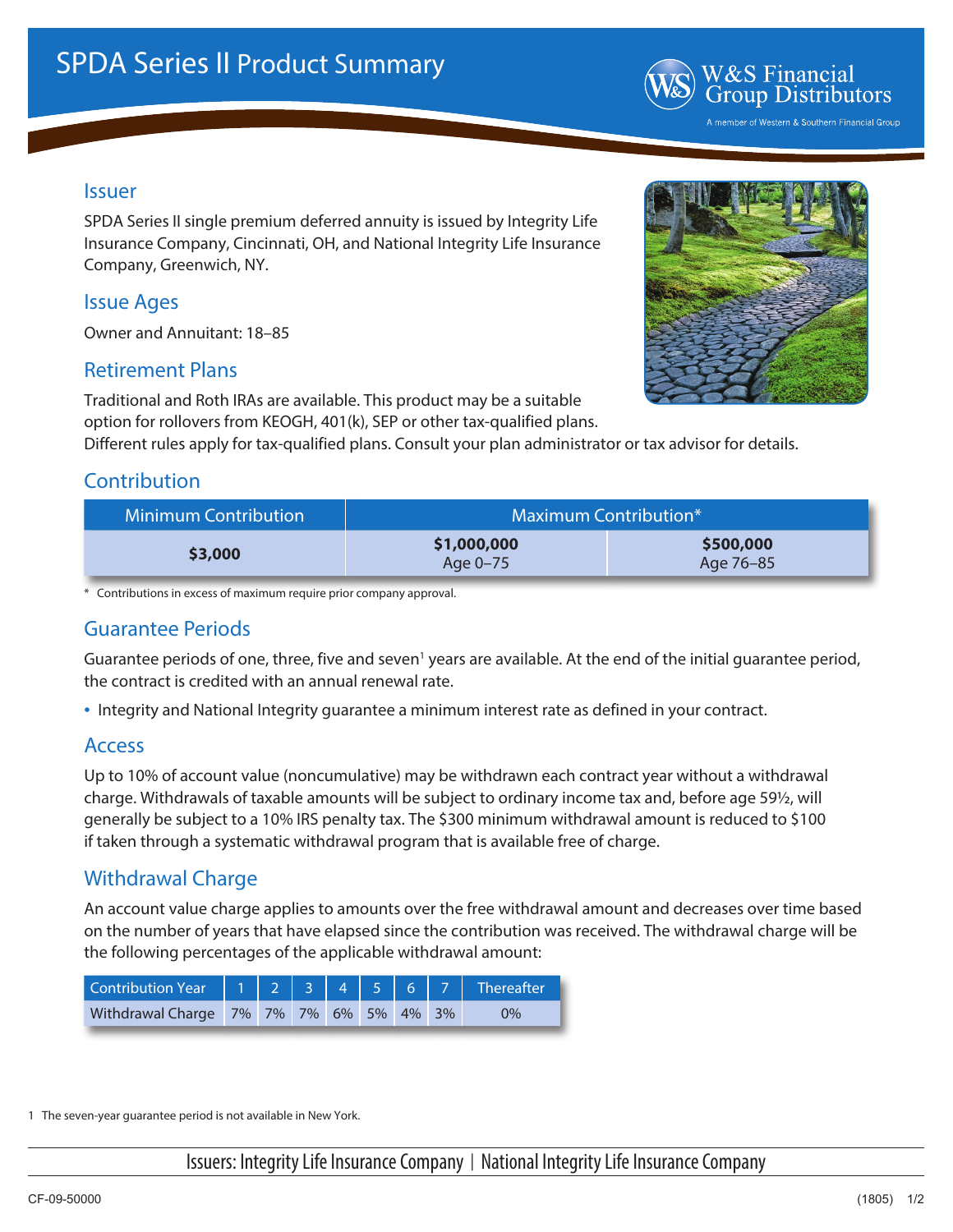# SPDA Series II Product Summary

W&S Financial Group Distributors
A member of Western & Southern Financial Group

## Issuer

SPDA Series II single premium deferred annuity is issued by Integrity Life Insurance Company, Cincinnati, OH, and National Integrity Life Insurance Company, Greenwich, NY.

## Issue Ages

Owner and Annuitant: 18–85

## Retirement Plans

Traditional and Roth IRAs are available. This product may be a suitable option for rollovers from KEOGH, 401(k), SEP or other tax-qualified plans. Different rules apply for tax-qualified plans. Consult your plan administrator or tax advisor for details.

## Contribution

| Minimum Contribution | Maximum Contribution* | |
|---|---|---|
| **$3,000** | **$1,000,000** Age 0–75 | **$500,000** Age 76–85 |

\* Contributions in excess of maximum require prior company approval.

## Guarantee Periods

Guarantee periods of one, three, five and seven[1] years are available. At the end of the initial guarantee period, the contract is credited with an annual renewal rate.

- Integrity and National Integrity guarantee a minimum interest rate as defined in your contract.

## Access

Up to 10% of account value (noncumulative) may be withdrawn each contract year without a withdrawal charge. Withdrawals of taxable amounts will be subject to ordinary income tax and, before age 59½, will generally be subject to a 10% IRS penalty tax. The $300 minimum withdrawal amount is reduced to $100 if taken through a systematic withdrawal program that is available free of charge.

## Withdrawal Charge

An account value charge applies to amounts over the free withdrawal amount and decreases over time based on the number of years that have elapsed since the contribution was received. The withdrawal charge will be the following percentages of the applicable withdrawal amount:

| Contribution Year | 1 | 2 | 3 | 4 | 5 | 6 | 7 | Thereafter |
|---|---|---|---|---|---|---|---|---|
| Withdrawal Charge | 7% | 7% | 7% | 6% | 5% | 4% | 3% | 0% |

1 The seven-year guarantee period is not available in New York.

Issuers: Integrity Life Insurance Company | National Integrity Life Insurance Company

CF-09-50000 (1805)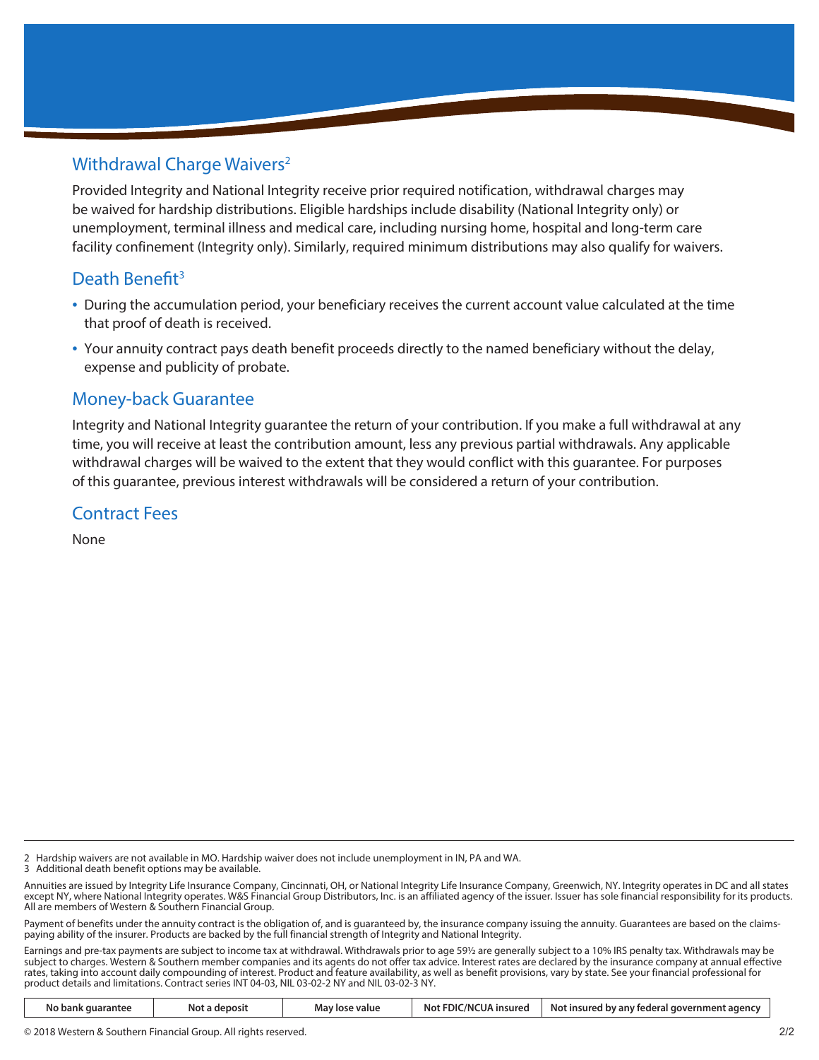## Withdrawal Charge Waivers[2]

Provided Integrity and National Integrity receive prior required notification, withdrawal charges may be waived for hardship distributions. Eligible hardships include disability (National Integrity only) or unemployment, terminal illness and medical care, including nursing home, hospital and long-term care facility confinement (Integrity only). Similarly, required minimum distributions may also qualify for waivers.

## Death Benefit[3]

- During the accumulation period, your beneficiary receives the current account value calculated at the time that proof of death is received.
- Your annuity contract pays death benefit proceeds directly to the named beneficiary without the delay, expense and publicity of probate.

## Money-back Guarantee

Integrity and National Integrity guarantee the return of your contribution. If you make a full withdrawal at any time, you will receive at least the contribution amount, less any previous partial withdrawals. Any applicable withdrawal charges will be waived to the extent that they would conflict with this guarantee. For purposes of this guarantee, previous interest withdrawals will be considered a return of your contribution.

## Contract Fees

None

---

2 Hardship waivers are not available in MO. Hardship waiver does not include unemployment in IN, PA and WA.
3 Additional death benefit options may be available.

Annuities are issued by Integrity Life Insurance Company, Cincinnati, OH, or National Integrity Life Insurance Company, Greenwich, NY. Integrity operates in DC and all states except NY, where National Integrity operates. W&S Financial Group Distributors, Inc. is an affiliated agency of the issuer. Issuer has sole financial responsibility for its products. All are members of Western & Southern Financial Group.

Payment of benefits under the annuity contract is the obligation of, and is guaranteed by, the insurance company issuing the annuity. Guarantees are based on the claims-paying ability of the insurer. Products are backed by the full financial strength of Integrity and National Integrity.

Earnings and pre-tax payments are subject to income tax at withdrawal. Withdrawals prior to age 59½ are generally subject to a 10% IRS penalty tax. Withdrawals may be subject to charges. Western & Southern member companies and its agents do not offer tax advice. Interest rates are declared by the insurance company at annual effective rates, taking into account daily compounding of interest. Product and feature availability, as well as benefit provisions, vary by state. See your financial professional for product details and limitations. Contract series INT 04-03, NIL 03-02-2 NY and NIL 03-02-3 NY.

| No bank guarantee | Not a deposit | May lose value | Not FDIC/NCUA insured | Not insured by any federal government agency |
|---|---|---|---|---|

© 2018 Western & Southern Financial Group. All rights reserved.